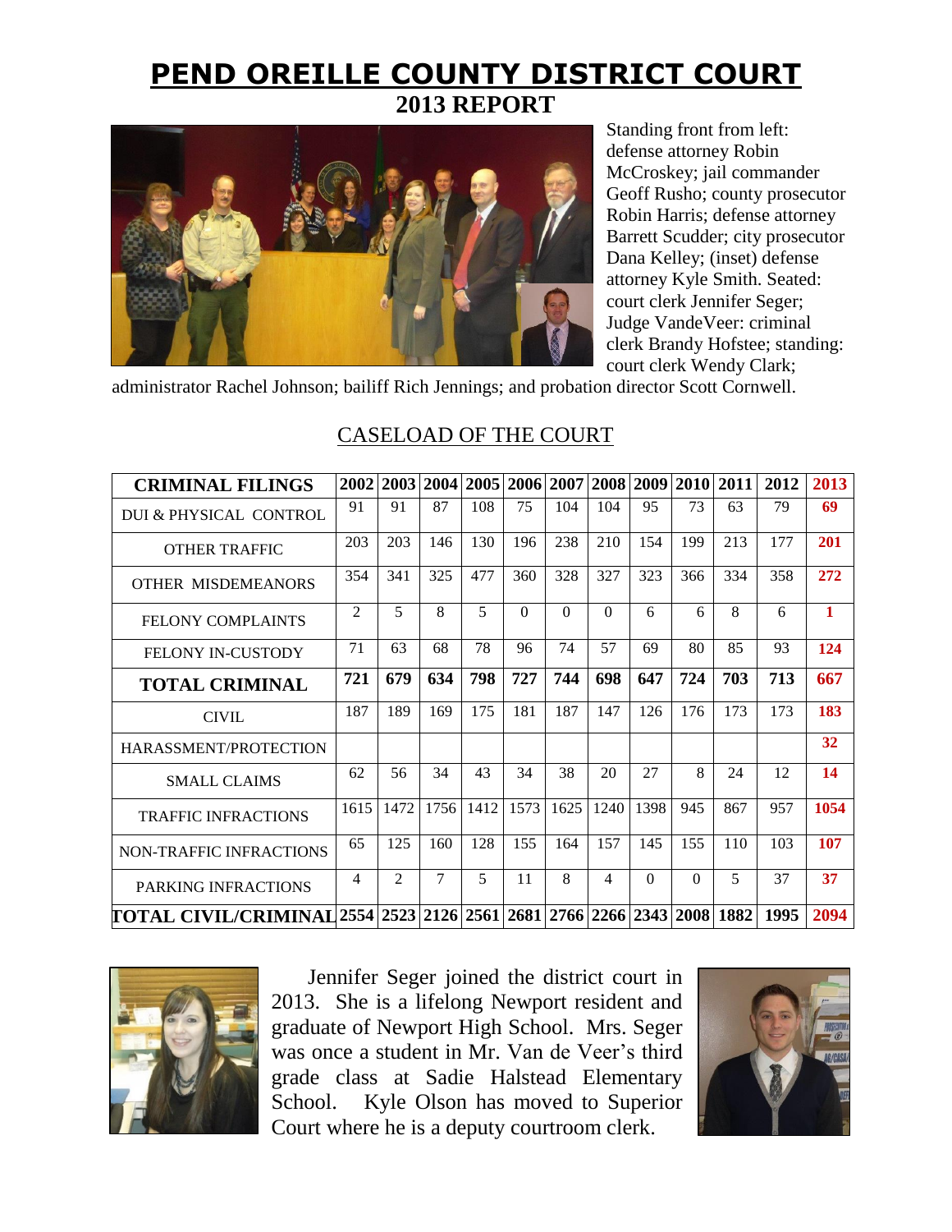# PEND OREILLE COUNTY DISTRICT COURT

## 2013 REPORT

Standing front from left: defense attorney Robin McCroskey; jail commander Geoff Rusho; county prosecutor Robin Harris; defense attorney Barrett Scudder; city prosecutor Dana Kelley; (inset) defense attorney Kyle Smith. Seated: court clerk Jennifer Seger; Judge VandeVeer: criminal clerk Brandy Hofstee; standing: court clerk Wendy Clark; administrator Rachel Johnson; bailiff Rich Jennings; and probation director Scott Cornwell.

## CASELOAD OF THE COURT

| CRIMINAL FILINGS | 2002 | 2003 | 2004 | 2005 | 2006 | 2007 | 2008 | 2009 | 2010 | 2011 | 2012 | 2013 |
|---|---|---|---|---|---|---|---|---|---|---|---|---|
| DUI & PHYSICAL CONTROL | 91 | 91 | 87 | 108 | 75 | 104 | 104 | 95 | 73 | 63 | 79 | **69** |
| OTHER TRAFFIC | 203 | 203 | 146 | 130 | 196 | 238 | 210 | 154 | 199 | 213 | 177 | **201** |
| OTHER MISDEMEANORS | 354 | 341 | 325 | 477 | 360 | 328 | 327 | 323 | 366 | 334 | 358 | **272** |
| FELONY COMPLAINTS | 2 | 5 | 8 | 5 | 0 | 0 | 0 | 6 | 6 | 8 | 6 | **1** |
| FELONY IN-CUSTODY | 71 | 63 | 68 | 78 | 96 | 74 | 57 | 69 | 80 | 85 | 93 | **124** |
| **TOTAL CRIMINAL** | **721** | **679** | **634** | **798** | **727** | **744** | **698** | **647** | **724** | **703** | **713** | **667** |
| CIVIL | 187 | 189 | 169 | 175 | 181 | 187 | 147 | 126 | 176 | 173 | 173 | **183** |
| HARASSMENT/PROTECTION | | | | | | | | | | | | **32** |
| SMALL CLAIMS | 62 | 56 | 34 | 43 | 34 | 38 | 20 | 27 | 8 | 24 | 12 | **14** |
| TRAFFIC INFRACTIONS | 1615 | 1472 | 1756 | 1412 | 1573 | 1625 | 1240 | 1398 | 945 | 867 | 957 | **1054** |
| NON-TRAFFIC INFRACTIONS | 65 | 125 | 160 | 128 | 155 | 164 | 157 | 145 | 155 | 110 | 103 | **107** |
| PARKING INFRACTIONS | 4 | 2 | 7 | 5 | 11 | 8 | 4 | 0 | 0 | 5 | 37 | **37** |
| **TOTAL CIVIL/CRIMINAL** | **2554** | **2523** | **2126** | **2561** | **2681** | **2766** | **2266** | **2343** | **2008** | **1882** | **1995** | **2094** |

Jennifer Seger joined the district court in 2013. She is a lifelong Newport resident and graduate of Newport High School. Mrs. Seger was once a student in Mr. Van de Veer's third grade class at Sadie Halstead Elementary School. Kyle Olson has moved to Superior Court where he is a deputy courtroom clerk.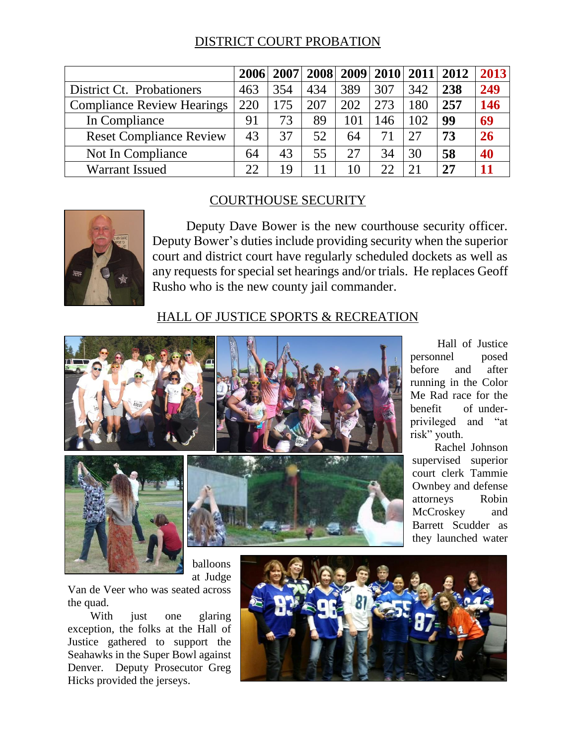## DISTRICT COURT PROBATION

| | 2006 | 2007 | 2008 | 2009 | 2010 | 2011 | 2012 | 2013 |
|---|---|---|---|---|---|---|---|---|
| District Ct. Probationers | 463 | 354 | 434 | 389 | 307 | 342 | **238** | **249** |
| Compliance Review Hearings | 220 | 175 | 207 | 202 | 273 | 180 | **257** | **146** |
| In Compliance | 91 | 73 | 89 | 101 | 146 | 102 | **99** | **69** |
| Reset Compliance Review | 43 | 37 | 52 | 64 | 71 | 27 | **73** | **26** |
| Not In Compliance | 64 | 43 | 55 | 27 | 34 | 30 | **58** | **40** |
| Warrant Issued | 22 | 19 | 11 | 10 | 22 | 21 | **27** | **11** |

## COURTHOUSE SECURITY

Deputy Dave Bower is the new courthouse security officer. Deputy Bower's duties include providing security when the superior court and district court have regularly scheduled dockets as well as any requests for special set hearings and/or trials. He replaces Geoff Rusho who is the new county jail commander.

## HALL OF JUSTICE SPORTS & RECREATION

Hall of Justice personnel posed before and after running in the Color Me Rad race for the benefit of under-privileged and "at risk" youth.

Rachel Johnson supervised superior court clerk Tammie Ownbey and defense attorneys Robin McCroskey and Barrett Scudder as they launched water balloons at Judge Van de Veer who was seated across the quad.

With just one glaring exception, the folks at the Hall of Justice gathered to support the Seahawks in the Super Bowl against Denver. Deputy Prosecutor Greg Hicks provided the jerseys.